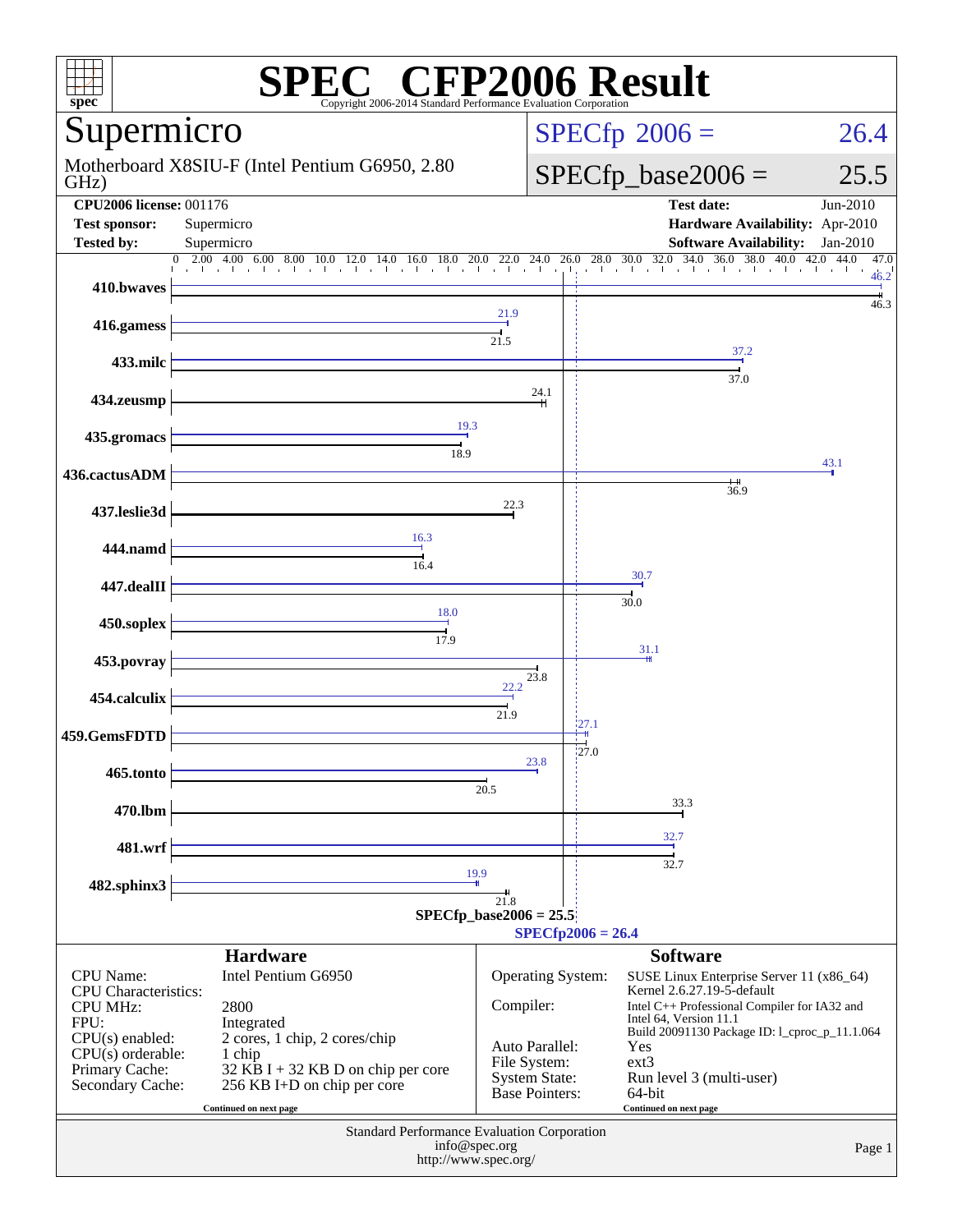# SPEC CFP2006 Result

Copyright 2006-2014 Standard Performance Evaluation Corporation

## Supermicro

Motherboard X8SIU-F (Intel Pentium G6950, 2.80 GHz)

SPECfp 2006 = 26.4

SPECfp_base2006 = 25.5

| | | | |
|---|---|---|---|
| **CPU2006 license:** 001176 | | **Test date:** | Jun-2010 |
| **Test sponsor:** | Supermicro | **Hardware Availability:** | Apr-2010 |
| **Tested by:** | Supermicro | **Software Availability:** | Jan-2010 |

| Benchmark | Peak | Base |
|---|---|---|
| 410.bwaves | 46.2 | 46.3 |
| 416.gamess | 21.9 | 21.5 |
| 433.milc | 37.2 | 37.0 |
| 434.zeusmp | 24.1 | 24.1 |
| 435.gromacs | 19.3 | 18.9 |
| 436.cactusADM | 43.1 | 36.9 |
| 437.leslie3d | 22.3 | 22.3 |
| 444.namd | 16.3 | 16.4 |
| 447.dealII | 30.7 | 30.0 |
| 450.soplex | 18.0 | 17.9 |
| 453.povray | 31.1 | 23.8 |
| 454.calculix | 22.2 | 21.9 |
| 459.GemsFDTD | 27.1 | 27.0 |
| 465.tonto | 23.8 | 20.5 |
| 470.lbm | 33.3 | 33.3 |
| 481.wrf | 32.7 | 32.7 |
| 482.sphinx3 | 19.9 | 21.8 |

SPECfp_base2006 = 25.5

SPECfp2006 = 26.4

## Hardware

| | |
|---|---|
| CPU Name: | Intel Pentium G6950 |
| CPU Characteristics: | |
| CPU MHz: | 2800 |
| FPU: | Integrated |
| CPU(s) enabled: | 2 cores, 1 chip, 2 cores/chip |
| CPU(s) orderable: | 1 chip |
| Primary Cache: | 32 KB I + 32 KB D on chip per core |
| Secondary Cache: | 256 KB I+D on chip per core |

Continued on next page

## Software

| | |
|---|---|
| Operating System: | SUSE Linux Enterprise Server 11 (x86_64) Kernel 2.6.27.19-5-default |
| Compiler: | Intel C++ Professional Compiler for IA32 and Intel 64, Version 11.1 Build 20091130 Package ID: l_cproc_p_11.1.064 |
| Auto Parallel: | Yes |
| File System: | ext3 |
| System State: | Run level 3 (multi-user) |
| Base Pointers: | 64-bit |

Continued on next page

Standard Performance Evaluation Corporation
info@spec.org
http://www.spec.org/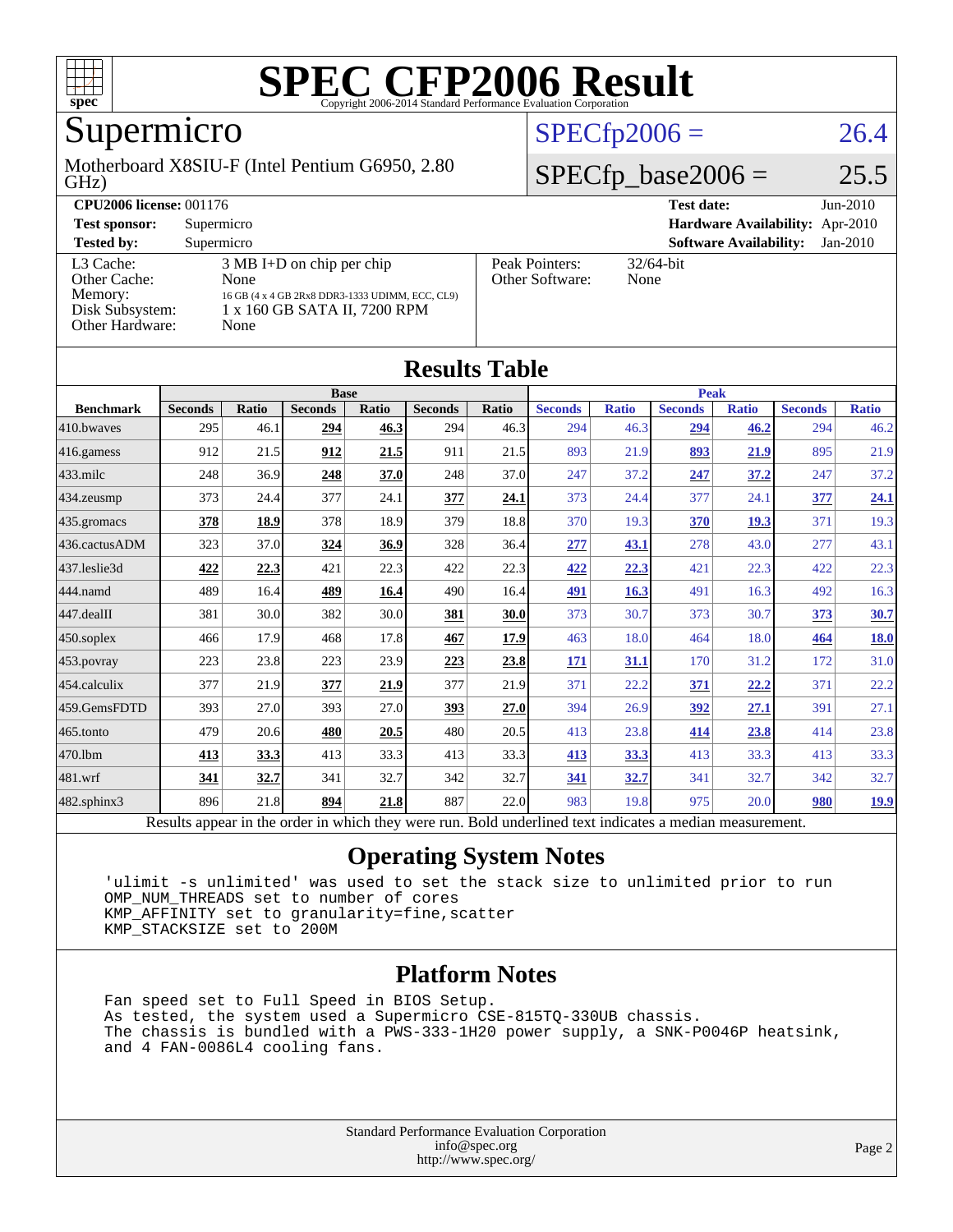# SPEC CFP2006 Result

Copyright 2006-2014 Standard Performance Evaluation Corporation

## Supermicro

Motherboard X8SIU-F (Intel Pentium G6950, 2.80 GHz)

SPECfp2006 = 26.4

SPECfp_base2006 = 25.5

| | | | |
|---|---|---|---|
| **CPU2006 license:** 001176 | | **Test date:** | Jun-2010 |
| **Test sponsor:** | Supermicro | **Hardware Availability:** | Apr-2010 |
| **Tested by:** | Supermicro | **Software Availability:** | Jan-2010 |

| | | | |
|---|---|---|---|
| L3 Cache: | 3 MB I+D on chip per chip | Peak Pointers: | 32/64-bit |
| Other Cache: | None | Other Software: | None |
| Memory: | 16 GB (4 x 4 GB 2Rx8 DDR3-1333 UDIMM, ECC, CL9) | | |
| Disk Subsystem: | 1 x 160 GB SATA II, 7200 RPM | | |
| Other Hardware: | None | | |

## Results Table

| Benchmark | Base | | | | | | Peak | | | | | |
|---|---|---|---|---|---|---|---|---|---|---|---|---|
| | Seconds | Ratio | Seconds | Ratio | Seconds | Ratio | Seconds | Ratio | Seconds | Ratio | Seconds | Ratio |
| 410.bwaves | 295 | 46.1 | **294** | **46.3** | 294 | 46.3 | 294 | 46.3 | **294** | **46.2** | 294 | 46.2 |
| 416.gamess | 912 | 21.5 | **912** | **21.5** | 911 | 21.5 | 893 | 21.9 | **893** | **21.9** | 895 | 21.9 |
| 433.milc | 248 | 36.9 | **248** | **37.0** | 248 | 37.0 | 247 | 37.2 | **247** | **37.2** | 247 | 37.2 |
| 434.zeusmp | 373 | 24.4 | 377 | 24.1 | **377** | **24.1** | 373 | 24.4 | 377 | 24.1 | **377** | **24.1** |
| 435.gromacs | **378** | **18.9** | 378 | 18.9 | 379 | 18.8 | 370 | 19.3 | **370** | **19.3** | 371 | 19.3 |
| 436.cactusADM | 323 | 37.0 | **324** | **36.9** | 328 | 36.4 | **277** | **43.1** | 278 | 43.0 | 277 | 43.1 |
| 437.leslie3d | **422** | **22.3** | 421 | 22.3 | 422 | 22.3 | **422** | **22.3** | 421 | 22.3 | 422 | 22.3 |
| 444.namd | 489 | 16.4 | **489** | **16.4** | 490 | 16.4 | **491** | **16.3** | 491 | 16.3 | 492 | 16.3 |
| 447.dealII | 381 | 30.0 | 382 | 30.0 | **381** | **30.0** | 373 | 30.7 | 373 | 30.7 | **373** | **30.7** |
| 450.soplex | 466 | 17.9 | 468 | 17.8 | **467** | **17.9** | 463 | 18.0 | 464 | 18.0 | **464** | **18.0** |
| 453.povray | 223 | 23.8 | 223 | 23.9 | **223** | **23.8** | **171** | **31.1** | 170 | 31.2 | 172 | 31.0 |
| 454.calculix | 377 | 21.9 | **377** | **21.9** | 377 | 21.9 | 371 | 22.2 | **371** | **22.2** | 371 | 22.2 |
| 459.GemsFDTD | 393 | 27.0 | 393 | 27.0 | **393** | **27.0** | 394 | 26.9 | **392** | **27.1** | 391 | 27.1 |
| 465.tonto | 479 | 20.6 | **480** | **20.5** | 480 | 20.5 | 413 | 23.8 | **414** | **23.8** | 414 | 23.8 |
| 470.lbm | **413** | **33.3** | 413 | 33.3 | 413 | 33.3 | **413** | **33.3** | 413 | 33.3 | 413 | 33.3 |
| 481.wrf | **341** | **32.7** | 341 | 32.7 | 342 | 32.7 | **341** | **32.7** | 341 | 32.7 | 342 | 32.7 |
| 482.sphinx3 | 896 | 21.8 | **894** | **21.8** | 887 | 22.0 | 983 | 19.8 | 975 | 20.0 | **980** | **19.9** |

Results appear in the order in which they were run. Bold underlined text indicates a median measurement.

## Operating System Notes

```
'ulimit -s unlimited' was used to set the stack size to unlimited prior to run
OMP_NUM_THREADS set to number of cores
KMP_AFFINITY set to granularity=fine,scatter
KMP_STACKSIZE set to 200M
```

## Platform Notes

```
Fan speed set to Full Speed in BIOS Setup.
As tested, the system used a Supermicro CSE-815TQ-330UB chassis.
The chassis is bundled with a PWS-333-1H20 power supply, a SNK-P0046P heatsink,
and 4 FAN-0086L4 cooling fans.
```

Standard Performance Evaluation Corporation
info@spec.org
http://www.spec.org/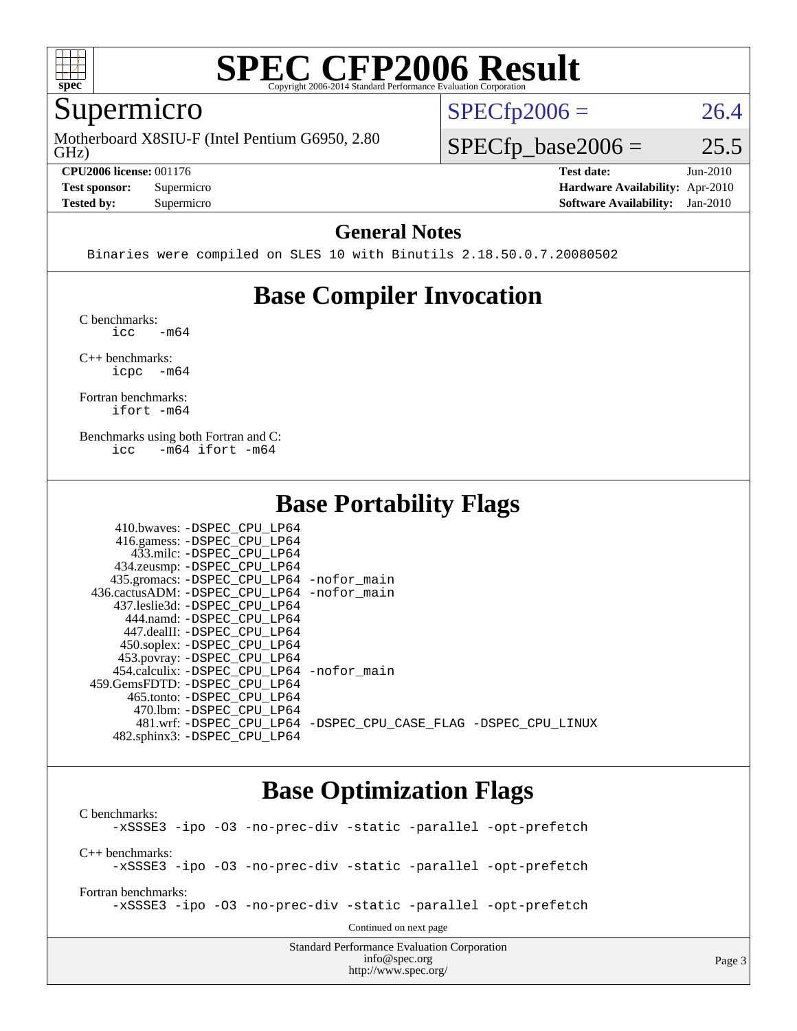# SPEC CFP2006 Result

Copyright 2006-2014 Standard Performance Evaluation Corporation

## Supermicro

Motherboard X8SIU-F (Intel Pentium G6950, 2.80 GHz)

SPECfp2006 = 26.4

SPECfp_base2006 = 25.5

| | | | |
|---|---|---|---|
| **CPU2006 license:** | 001176 | **Test date:** | Jun-2010 |
| **Test sponsor:** | Supermicro | **Hardware Availability:** | Apr-2010 |
| **Tested by:** | Supermicro | **Software Availability:** | Jan-2010 |

## General Notes

```
Binaries were compiled on SLES 10 with Binutils 2.18.50.0.7.20080502
```

## Base Compiler Invocation

C benchmarks:
```
icc   -m64
```

C++ benchmarks:
```
icpc  -m64
```

Fortran benchmarks:
```
ifort -m64
```

Benchmarks using both Fortran and C:
```
icc   -m64 ifort -m64
```

## Base Portability Flags

```
    410.bwaves: -DSPEC_CPU_LP64
    416.gamess: -DSPEC_CPU_LP64
      433.milc: -DSPEC_CPU_LP64
    434.zeusmp: -DSPEC_CPU_LP64
   435.gromacs: -DSPEC_CPU_LP64 -nofor_main
  436.cactusADM: -DSPEC_CPU_LP64 -nofor_main
   437.leslie3d: -DSPEC_CPU_LP64
      444.namd: -DSPEC_CPU_LP64
    447.dealII: -DSPEC_CPU_LP64
    450.soplex: -DSPEC_CPU_LP64
    453.povray: -DSPEC_CPU_LP64
   454.calculix: -DSPEC_CPU_LP64 -nofor_main
  459.GemsFDTD: -DSPEC_CPU_LP64
     465.tonto: -DSPEC_CPU_LP64
       470.lbm: -DSPEC_CPU_LP64
       481.wrf: -DSPEC_CPU_LP64 -DSPEC_CPU_CASE_FLAG -DSPEC_CPU_LINUX
   482.sphinx3: -DSPEC_CPU_LP64
```

## Base Optimization Flags

C benchmarks:
```
-xSSSE3 -ipo -O3 -no-prec-div -static -parallel -opt-prefetch
```

C++ benchmarks:
```
-xSSSE3 -ipo -O3 -no-prec-div -static -parallel -opt-prefetch
```

Fortran benchmarks:
```
-xSSSE3 -ipo -O3 -no-prec-div -static -parallel -opt-prefetch
```

Continued on next page

Standard Performance Evaluation Corporation
info@spec.org
http://www.spec.org/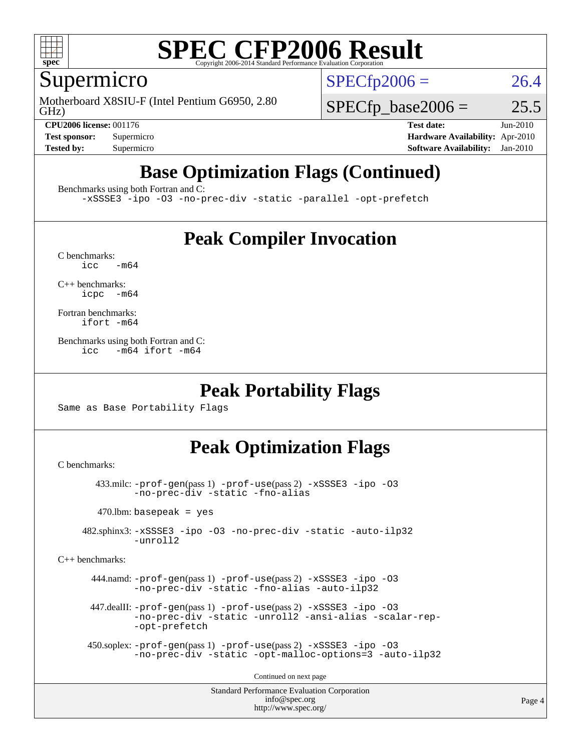# Base Optimization Flags (Continued)

Benchmarks using both Fortran and C:

```
-xSSSE3 -ipo -O3 -no-prec-div -static -parallel -opt-prefetch
```

# Peak Compiler Invocation

C benchmarks:

```
icc   -m64
```

C++ benchmarks:

```
icpc  -m64
```

Fortran benchmarks:

```
ifort -m64
```

Benchmarks using both Fortran and C:

```
icc   -m64 ifort -m64
```

# Peak Portability Flags

Same as Base Portability Flags

# Peak Optimization Flags

C benchmarks:

433.milc: `-prof-gen`(pass 1) `-prof-use`(pass 2) `-xSSSE3 -ipo -O3 -no-prec-div -static -fno-alias`

470.lbm: `basepeak = yes`

482.sphinx3: `-xSSSE3 -ipo -O3 -no-prec-div -static -auto-ilp32 -unroll2`

C++ benchmarks:

444.namd: `-prof-gen`(pass 1) `-prof-use`(pass 2) `-xSSSE3 -ipo -O3 -no-prec-div -static -fno-alias -auto-ilp32`

447.dealII: `-prof-gen`(pass 1) `-prof-use`(pass 2) `-xSSSE3 -ipo -O3 -no-prec-div -static -unroll2 -ansi-alias -scalar-rep- -opt-prefetch`

450.soplex: `-prof-gen`(pass 1) `-prof-use`(pass 2) `-xSSSE3 -ipo -O3 -no-prec-div -static -opt-malloc-options=3 -auto-ilp32`

Continued on next page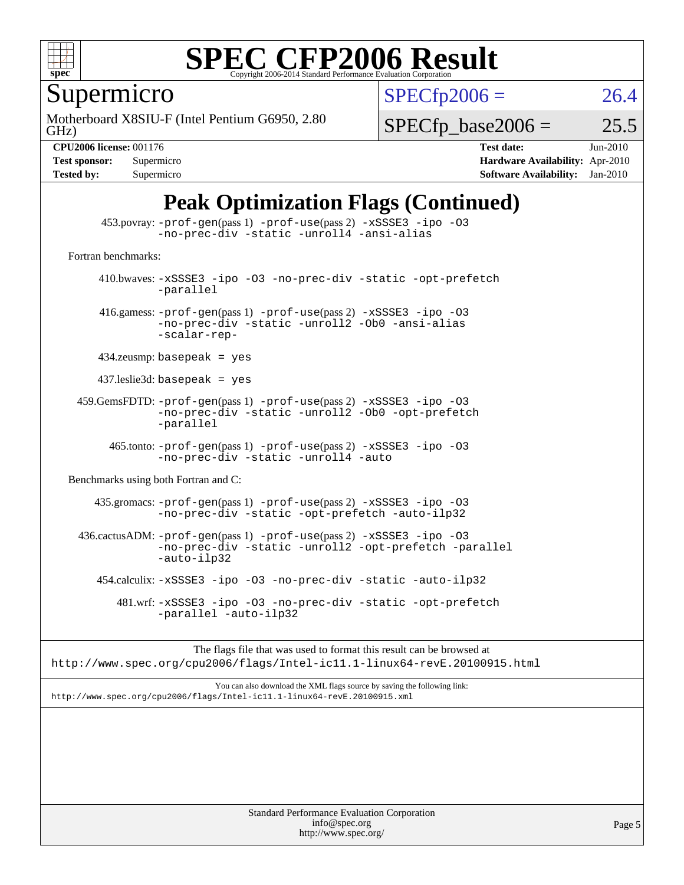# Peak Optimization Flags (Continued)

453.povray: -prof-gen(pass 1) -prof-use(pass 2) -xSSSE3 -ipo -O3 -no-prec-div -static -unroll4 -ansi-alias

Fortran benchmarks:

410.bwaves: -xSSSE3 -ipo -O3 -no-prec-div -static -opt-prefetch -parallel

416.gamess: -prof-gen(pass 1) -prof-use(pass 2) -xSSSE3 -ipo -O3 -no-prec-div -static -unroll2 -Ob0 -ansi-alias -scalar-rep-

434.zeusmp: basepeak = yes

437.leslie3d: basepeak = yes

459.GemsFDTD: -prof-gen(pass 1) -prof-use(pass 2) -xSSSE3 -ipo -O3 -no-prec-div -static -unroll2 -Ob0 -opt-prefetch -parallel

465.tonto: -prof-gen(pass 1) -prof-use(pass 2) -xSSSE3 -ipo -O3 -no-prec-div -static -unroll4 -auto

Benchmarks using both Fortran and C:

435.gromacs: -prof-gen(pass 1) -prof-use(pass 2) -xSSSE3 -ipo -O3 -no-prec-div -static -opt-prefetch -auto-ilp32

436.cactusADM: -prof-gen(pass 1) -prof-use(pass 2) -xSSSE3 -ipo -O3 -no-prec-div -static -unroll2 -opt-prefetch -parallel -auto-ilp32

454.calculix: -xSSSE3 -ipo -O3 -no-prec-div -static -auto-ilp32

481.wrf: -xSSSE3 -ipo -O3 -no-prec-div -static -opt-prefetch -parallel -auto-ilp32

The flags file that was used to format this result can be browsed at
http://www.spec.org/cpu2006/flags/Intel-ic11.1-linux64-revE.20100915.html

You can also download the XML flags source by saving the following link:
http://www.spec.org/cpu2006/flags/Intel-ic11.1-linux64-revE.20100915.xml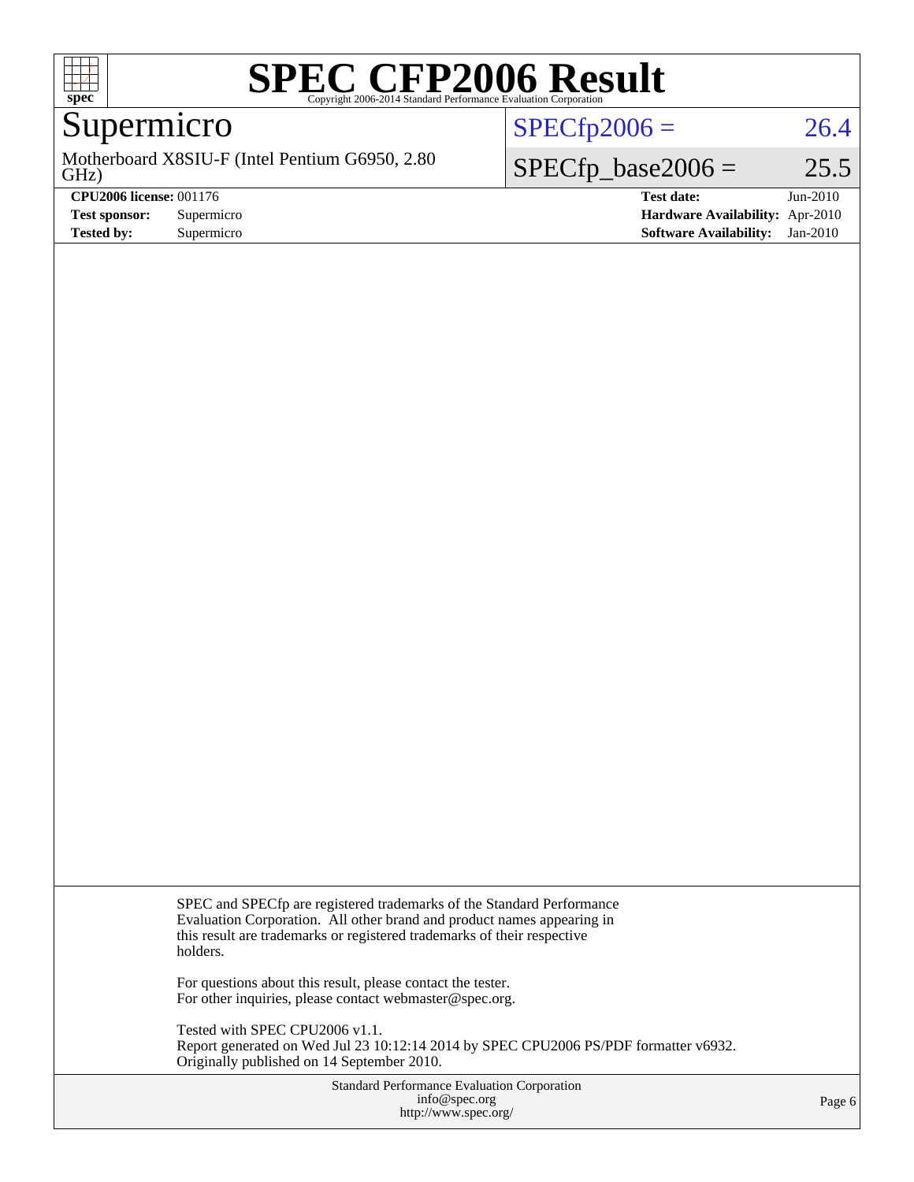# SPEC CFP2006 Result

Copyright 2006-2014 Standard Performance Evaluation Corporation

## Supermicro

Motherboard X8SIU-F (Intel Pentium G6950, 2.80 GHz)

SPECfp2006 = 26.4

SPECfp_base2006 = 25.5

**CPU2006 license:** 001176
**Test sponsor:** Supermicro
**Tested by:** Supermicro

**Test date:** Jun-2010
**Hardware Availability:** Apr-2010
**Software Availability:** Jan-2010

SPEC and SPECfp are registered trademarks of the Standard Performance Evaluation Corporation. All other brand and product names appearing in this result are trademarks or registered trademarks of their respective holders.

For questions about this result, please contact the tester.
For other inquiries, please contact webmaster@spec.org.

Tested with SPEC CPU2006 v1.1.
Report generated on Wed Jul 23 10:12:14 2014 by SPEC CPU2006 PS/PDF formatter v6932.
Originally published on 14 September 2010.

Standard Performance Evaluation Corporation
info@spec.org
http://www.spec.org/